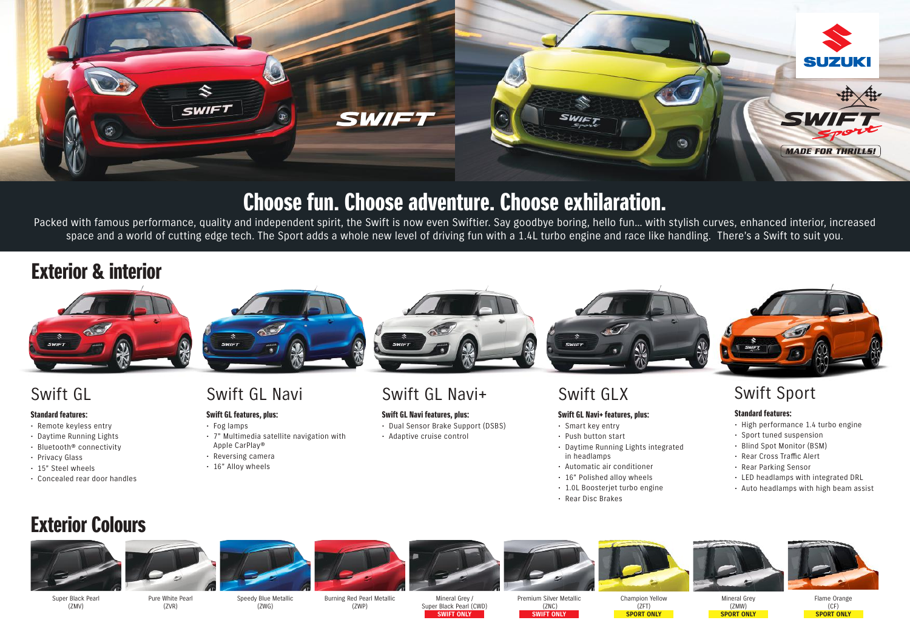# Choose fun. Choose adventure. Choose exhilaration.

Packed with famous performance, quality and independent spirit, the Swift is now even Swiftier. Say goodbye boring, hello fun... with stylish curves, enhanced interior, increased space and a world of cutting edge tech. The Sport adds a whole new level of driving fun with a 1.4L turbo engine and race like handling. There's a Swift to suit you.

## Exterior & interior

### Swift GL

**Standard features:**

- Remote keyless entry
- Daytime Running Lights
- Bluetooth® connectivity
- Privacy Glass
- 15" Steel wheels
- Concealed rear door handles

### Swift GL Navi

**Swift GL features, plus:**

- Fog lamps
- 7" Multimedia satellite navigation with Apple CarPlay®
- Reversing camera
- 16" Alloy wheels

### Swift GL Navi+

**Swift GL Navi features, plus:**

- Dual Sensor Brake Support (DSBS)
- Adaptive cruise control

### Swift GLX

**Swift GL Navi+ features, plus:**

- Smart key entry
- Push button start
- Daytime Running Lights integrated in headlamps
- Automatic air conditioner
- 16" Polished alloy wheels
- 1.0L Boosterjet turbo engine
- Rear Disc Brakes

### Swift Sport

**Standard features:**

- High performance 1.4 turbo engine
- Sport tuned suspension
- Blind Spot Monitor (BSM)
- Rear Cross Traffic Alert
- Rear Parking Sensor
- LED headlamps with integrated DRL
- Auto headlamps with high beam assist

## Exterior Colours

- Super Black Pearl (ZMV)
- Pure White Pearl (ZVR)
- Speedy Blue Metallic (ZWG)
- Burning Red Pearl Metallic (ZWP)
- Mineral Grey / Super Black Pearl (CWD) – SWIFT ONLY
- Premium Silver Metallic (ZNC) – SWIFT ONLY
- Champion Yellow (ZFT) – SPORT ONLY
- Mineral Grey (ZMW) – SPORT ONLY
- Flame Orange (CF) – SPORT ONLY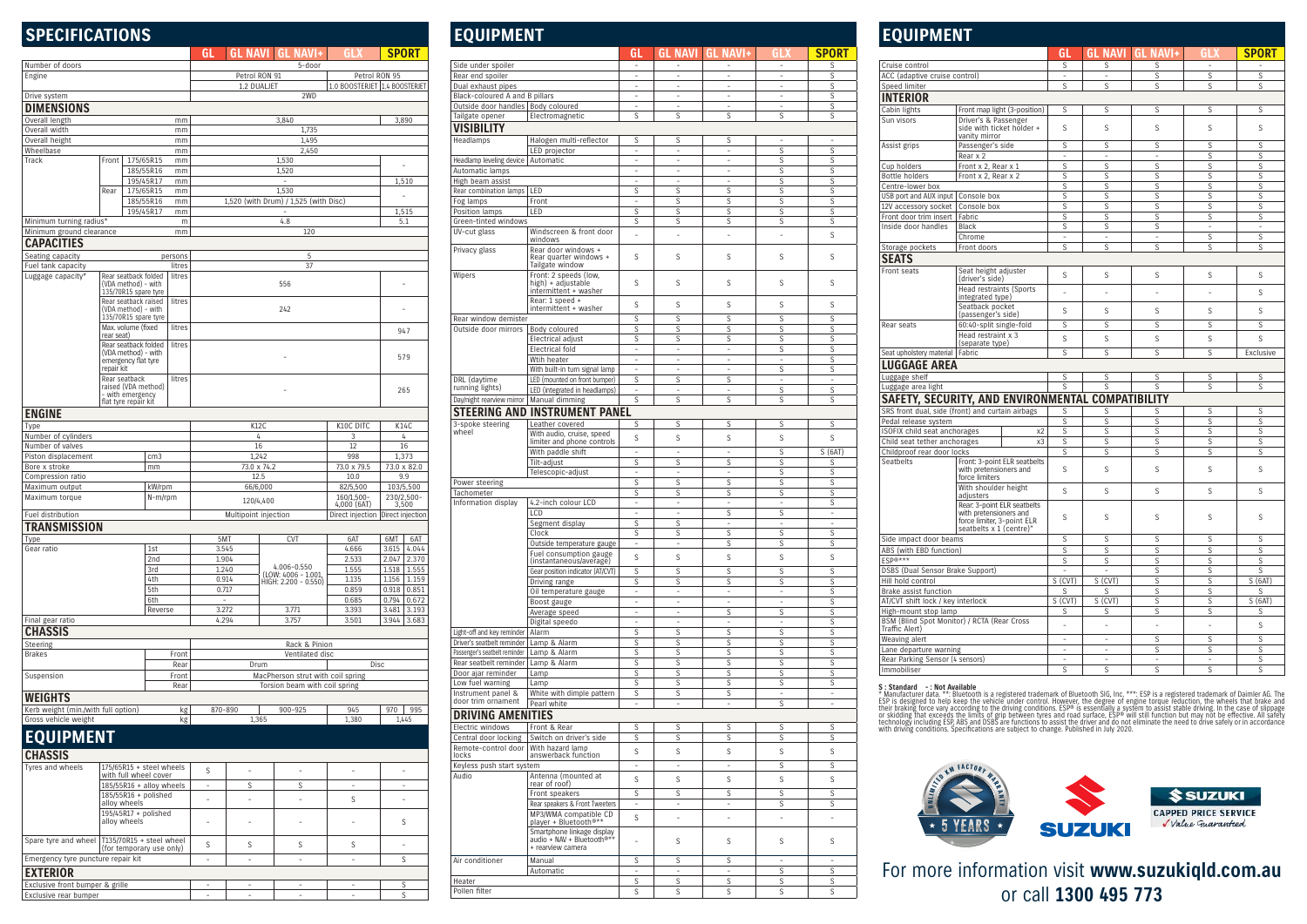## SPECIFICATIONS

| | | | GL | GL NAVI | GL NAVI+ | GLX | SPORT |
|---|---|---|---|---|---|---|---|
| Number of doors | | | 5-door | | | | |
| Engine | | | Petrol RON 91 | | | Petrol RON 95 | |
| | | | 1.2 DUALJET | | | 1.0 BOOSTERJET | 1.4 BOOSTERJET |
| Drive system | | | 2WD | | | | |

### DIMENSIONS

| | | | GL | GL NAVI | GL NAVI+ | GLX | SPORT |
|---|---|---|---|---|---|---|---|
| Overall length | | mm | 3,840 | | | | 3,890 |
| Overall width | | mm | 1,735 | | | | |
| Overall height | | mm | 1,495 | | | | |
| Wheelbase | | mm | 2,450 | | | | |
| Track | Front 175/65R15 | mm | 1,530 | | | | - |
| | Front 185/55R16 | mm | 1,520 | | | | |
| | Front 195/45R17 | mm | - | | | | 1,510 |
| | Rear 175/65R15 | mm | 1,530 | | | | - |
| | Rear 185/55R16 | mm | 1,520 (with Drum) / 1,525 (with Disc) | | | | |
| | Rear 195/45R17 | mm | - | | | | 1,515 |
| Minimum turning radius* | | m | 4.8 | | | | 5.1 |
| Minimum ground clearance | | mm | 120 | | | | |

### CAPACITIES

| | | | GL | GL NAVI | GL NAVI+ | GLX | SPORT |
|---|---|---|---|---|---|---|---|
| Seating capacity | | persons | 5 | | | | |
| Fuel tank capacity | | litres | 37 | | | | |
| Luggage capacity* | Rear seatback folded (VDA method) - with 135/70R15 spare tyre | litres | 556 | | | | - |
| | Rear seatback raised (VDA method) - with 135/70R15 spare tyre | litres | 242 | | | | - |
| | Max. volume (fixed rear seat) | litres | | | | | 947 |
| | Rear seatback folded (VDA method) - with emergency flat tyre repair kit | litres | - | | | | 579 |
| | Rear seatback raised (VDA method) - with emergency flat tyre repair kit | litres | - | | | | 265 |

### ENGINE

| | | GL | GL NAVI | GL NAVI+ | GLX | SPORT |
|---|---|---|---|---|---|---|
| Type | | K12C | | | K10C DITC | K14C |
| Number of cylinders | | 4 | | | 3 | 4 |
| Number of valves | | 16 | | | 12 | 16 |
| Piston displacement | cm3 | 1,242 | | | 998 | 1,373 |
| Bore x stroke | mm | 73.0 x 74.2 | | | 73.0 x 79.5 | 73.0 x 82.0 |
| Compression ratio | | 12.5 | | | 10.0 | 9.9 |
| Maximum output | kW/rpm | 66/6,000 | | | 82/5,500 | 103/5,500 |
| Maximum torque | N-m/rpm | 120/4,400 | | | 160/1,500-4,000 (6AT) | 230/2,500-3,500 |
| Fuel distribution | | Multipoint injection | | | Direct injection | Direct injection |

### TRANSMISSION

| | | GL / GL NAVI | GL NAVI / GL NAVI+ | GLX | SPORT | |
|---|---|---|---|---|---|---|
| Type | | 5MT | CVT | 6AT | 6MT | 6AT |
| Gear ratio | 1st | 3.545 | 4.006-0.550 (LOW: 4006 - 1.001, HIGH: 2.200 - 0.550) | 4.666 | 3.615 | 4.044 |
| | 2nd | 1.904 | | 2.533 | 2.047 | 2.370 |
| | 3rd | 1.240 | | 1.555 | 1.518 | 1.555 |
| | 4th | 0.914 | | 1.135 | 1.156 | 1.159 |
| | 5th | 0.717 | | 0.859 | 0.918 | 0.851 |
| | 6th | - | | 0.685 | 0.794 | 0.672 |
| | Reverse | 3.272 | 3.771 | 3.393 | 3.481 | 3.193 |
| Final gear ratio | | 4.294 | 3.757 | 3.501 | 3.944 | 3.683 |

### CHASSIS

| | | GL | GL NAVI | GL NAVI+ | GLX | SPORT |
|---|---|---|---|---|---|---|
| Steering | | Rack & Pinion | | | | |
| Brakes | Front | Ventilated disc | | | | |
| | Rear | Drum | | | Disc | |
| Suspension | Front | MacPherson strut with coil spring | | | | |
| | Rear | Torsion beam with coil spring | | | | |

### WEIGHTS

| | | GL | GL NAVI | GL NAVI+ | GLX | SPORT | |
|---|---|---|---|---|---|---|---|
| Kerb weight (min./with full option) | kg | 870-890 | | 900-925 | 945 | 970 | 995 |
| Gross vehicle weight | kg | 1,365 | | | 1,380 | 1,445 | |

## EQUIPMENT

### CHASSIS

| | | GL | GL NAVI | GL NAVI+ | GLX | SPORT |
|---|---|---|---|---|---|---|
| Tyres and wheels | 175/65R15 + steel wheels with full wheel cover | S | - | - | - | - |
| | 185/55R16 + alloy wheels | - | S | S | - | - |
| | 185/55R16 + polished alloy wheels | - | - | - | S | - |
| | 195/45R17 + polished alloy wheels | - | - | - | - | S |
| Spare tyre and wheel | T135/70R15 + steel wheel (for temporary use only) | S | S | S | S | - |
| Emergency tyre puncture repair kit | | - | - | - | - | S |

### EXTERIOR

| | | GL | GL NAVI | GL NAVI+ | GLX | SPORT |
|---|---|---|---|---|---|---|
| Exclusive front bumper & grille | | - | - | - | - | S |
| Exclusive rear bumper | | - | - | - | - | S |
| Side under spoiler | | - | - | - | - | S |
| Rear end spoiler | | - | - | - | - | S |
| Dual exhaust pipes | | - | - | - | - | S |
| Black-coloured A and B pillars | | - | - | - | - | S |
| Outside door handles | Body coloured | - | - | - | - | S |
| Tailgate opener | Electromagnetic | S | S | S | S | S |

### VISIBILITY

| | | GL | GL NAVI | GL NAVI+ | GLX | SPORT |
|---|---|---|---|---|---|---|
| Headlamps | Halogen multi-reflector | S | S | S | - | - |
| | LED projector | - | - | - | S | S |
| Headlamp leveling device | Automatic | - | - | - | S | S |
| Automatic lamps | | - | - | - | S | S |
| High beam assist | | - | - | - | S | S |
| Rear combination lamps | LED | S | S | S | S | S |
| Fog lamps | Front | - | S | S | S | S |
| Position lamps | LED | S | S | S | S | S |
| Green-tinted windows | | S | S | S | S | S |
| UV-cut glass | Windscreen & front door windows | - | - | - | - | S |
| Privacy glass | Rear door windows + Rear quarter windows + Tailgate window | S | S | S | S | S |
| Wipers | Front: 2 speeds (low, high) + adjustable intermittent + washer | S | S | S | S | S |
| | Rear: 1 speed + intermittent + washer | S | S | S | S | S |
| Rear window demister | | S | S | S | S | S |
| Outside door mirrors | Body coloured | S | S | S | S | S |
| | Electrical adjust | S | S | S | S | S |
| | Electrical fold | - | - | - | S | S |
| | Wtih heater | - | - | - | - | S |
| | With built-in turn signal lamp | - | - | - | S | S |
| DRL (daytime running lights) | LED (mounted on front bumper) | S | S | S | - | - |
| | LED (integrated in headlamps) | - | - | - | S | S |
| Day/night rearview mirror | Manual dimming | S | S | S | S | S |

### STEERING AND INSTRUMENT PANEL

| | | GL | GL NAVI | GL NAVI+ | GLX | SPORT |
|---|---|---|---|---|---|---|
| 3-spoke steering wheel | Leather covered | S | S | S | S | S |
| | With audio, cruise, speed limiter and phone controls | S | S | S | S | S |
| | With paddle shift | - | - | - | S | S (6AT) |
| | Tilt-adjust | S | S | S | S | S |
| | Telescopic-adjust | - | - | - | S | S |
| Power steering | | S | S | S | S | S |
| Tachometer | | S | S | S | S | S |
| Information display | 4.2-inch colour LCD | - | - | - | - | S |
| | LCD | - | - | S | S | - |
| | Segment display | S | S | - | - | - |
| | Clock | S | S | S | S | S |
| | Outside temperature gauge | - | - | S | S | S |
| | Fuel consumption gauge (instantaneous/average) | S | S | S | S | S |
| | Gear position indicator (AT/CVT) | S | S | S | S | S |
| | Driving range | S | S | S | S | S |
| | Oil temperature gauge | - | - | - | - | S |
| | Boost gauge | - | - | - | - | S |
| | Average speed | - | - | S | S | S |
| | Digital speedo | - | - | - | - | S |
| Light-off and key reminder | Alarm | S | S | S | S | S |
| Driver's seatbelt reminder | Lamp & Alarm | S | S | S | S | S |
| Passenger's seatbelt reminder | Lamp & Alarm | S | S | S | S | S |
| Rear seatbelt reminder | Lamp & Alarm | S | S | S | S | S |
| Door ajar reminder | Lamp | S | S | S | S | S |
| Low fuel warning | Lamp | S | S | S | S | S |
| Instrument panel & door trim ornament | White with dimple pattern | S | S | S | - | - |
| | Pearl white | - | - | - | S | - |

### DRIVING AMENITIES

| | | GL | GL NAVI | GL NAVI+ | GLX | SPORT |
|---|---|---|---|---|---|---|
| Electric windows | Front & Rear | S | S | S | S | S |
| Central door locking | Switch on driver's side | S | S | S | S | S |
| Remote-control door locks | With hazard lamp answerback function | S | S | S | S | S |
| Keyless push start system | | - | - | - | S | S |
| Audio | Antenna (mounted at rear of roof) | S | S | S | S | S |
| | Front speakers | S | S | S | S | S |
| | Rear speakers & Front Tweeters | - | - | - | S | S |
| | MP3/WMA compatible CD player + Bluetooth®** | S | - | - | - | - |
| | Smartphone linkage display audio + NAV + Bluetooth®** + rearview camera | - | S | S | S | S |
| Air conditioner | Manual | S | S | S | - | - |
| | Automatic | - | - | - | S | S |
| Heater | | S | S | S | S | S |
| Pollen filter | | S | S | S | S | S |
| Cruise control | | S | S | S | - | - |
| ACC (adaptive cruise control) | | - | - | S | S | S |
| Speed limiter | | S | S | S | S | S |

### INTERIOR

| | | GL | GL NAVI | GL NAVI+ | GLX | SPORT |
|---|---|---|---|---|---|---|
| Cabin lights | Front map light (3-position) | S | S | S | S | S |
| Sun visors | Driver's & Passenger side with ticket holder + vanity mirror | S | S | S | S | S |
| Assist grips | Passenger's side | S | S | S | S | S |
| | Rear x 2 | - | - | - | S | S |
| Cup holders | Front x 2, Rear x 1 | S | S | S | S | S |
| Bottle holders | Front x 2, Rear x 2 | S | S | S | S | S |
| Centre-lower box | | S | S | S | S | S |
| USB port and AUX input | Console box | S | S | S | S | S |
| 12V accessory socket | Console box | S | S | S | S | S |
| Front door trim insert | Fabric | S | S | S | S | S |
| Inside door handles | Black | S | S | S | - | - |
| | Chrome | - | - | - | S | S |
| Storage pockets | Front doors | S | S | S | S | S |

### SEATS

| | | GL | GL NAVI | GL NAVI+ | GLX | SPORT |
|---|---|---|---|---|---|---|
| Front seats | Seat height adjuster (driver's side) | S | S | S | S | S |
| | Head restraints (Sports integrated type) | - | - | - | - | S |
| | Seatback pocket (passenger's side) | S | S | S | S | S |
| Rear seats | 60:40-split single-fold | S | S | S | S | S |
| | Head restraint x 3 (separate type) | S | S | S | S | S |
| Seat upholstery material | Fabric | S | S | S | S | Exclusive |

### LUGGAGE AREA

| | | GL | GL NAVI | GL NAVI+ | GLX | SPORT |
|---|---|---|---|---|---|---|
| Luggage shelf | | S | S | S | S | S |
| Luggage area light | | S | S | S | S | S |

### SAFETY, SECURITY, AND ENVIRONMENTAL COMPATIBILITY

| | | GL | GL NAVI | GL NAVI+ | GLX | SPORT |
|---|---|---|---|---|---|---|
| SRS front dual, side (front) and curtain airbags | | S | S | S | S | S |
| Pedal release system | | S | S | S | S | S |
| ISOFIX child seat anchorages | x2 | S | S | S | S | S |
| Child seat tether anchorages | x3 | S | S | S | S | S |
| Childproof rear door locks | | S | S | S | S | S |
| Seatbelts | Front: 3-point ELR seatbelts with pretensioners and force limiters | S | S | S | S | S |
| | With shoulder height adjusters | S | S | S | S | S |
| | Rear: 3-point ELR seatbelts with pretensioners and force limiter, 3-point ELR seatbelts x 1 (centre)* | S | S | S | S | S |
| Side impact door beams | | S | S | S | S | S |
| ABS (with EBD function) | | S | S | S | S | S |
| ESP®*** | | S | S | S | S | S |
| DSBS (Dual Sensor Brake Support) | | - | - | S | S | S |
| Hill hold control | | S (CVT) | S (CVT) | S | S | S (6AT) |
| Brake assist function | | S | S | S | S | S |
| AT/CVT shift lock / key interlock | | S (CVT) | S (CVT) | S | S | S (6AT) |
| High-mount stop lamp | | S | S | S | S | S |
| BSM (Blind Spot Monitor) / RCTA (Rear Cross Traffic Alert) | | - | - | - | - | S |
| Weaving alert | | - | - | S | S | S |
| Lane departure warning | | - | - | S | S | S |
| Rear Parking Sensor (4 sensors) | | - | - | - | - | S |
| Immobiliser | | S | S | S | S | S |

**S : Standard  - : Not Available**

* Manufacturer data. **: Bluetooth is a registered trademark of Bluetooth SIG, Inc. ***: ESP is a registered trademark of Daimler AG. The ESP is designed to help keep the vehicle under control. However, the degree of engine torque reduction, the wheels that brake and their braking force vary according to the driving conditions. ESP® is essentially a system to assist stable driving. In the case of slippage or skidding that exceeds the limits of grip between tyres and road surface, ESP® will still function but may not be effective. All safety technology including ESP, ABS and DSBS are functions to assist the driver and do not eliminate the need to drive safely or in accordance with driving conditions. Specifications are subject to change. Published in July 2020.

UNLIMITED KM FACTORY WARRANTY ★ 5 YEARS ★

SUZUKI

SUZUKI CAPPED PRICE SERVICE ✓Value Guaranteed

For more information visit **www.suzukiqld.com.au** or call **1300 495 773**